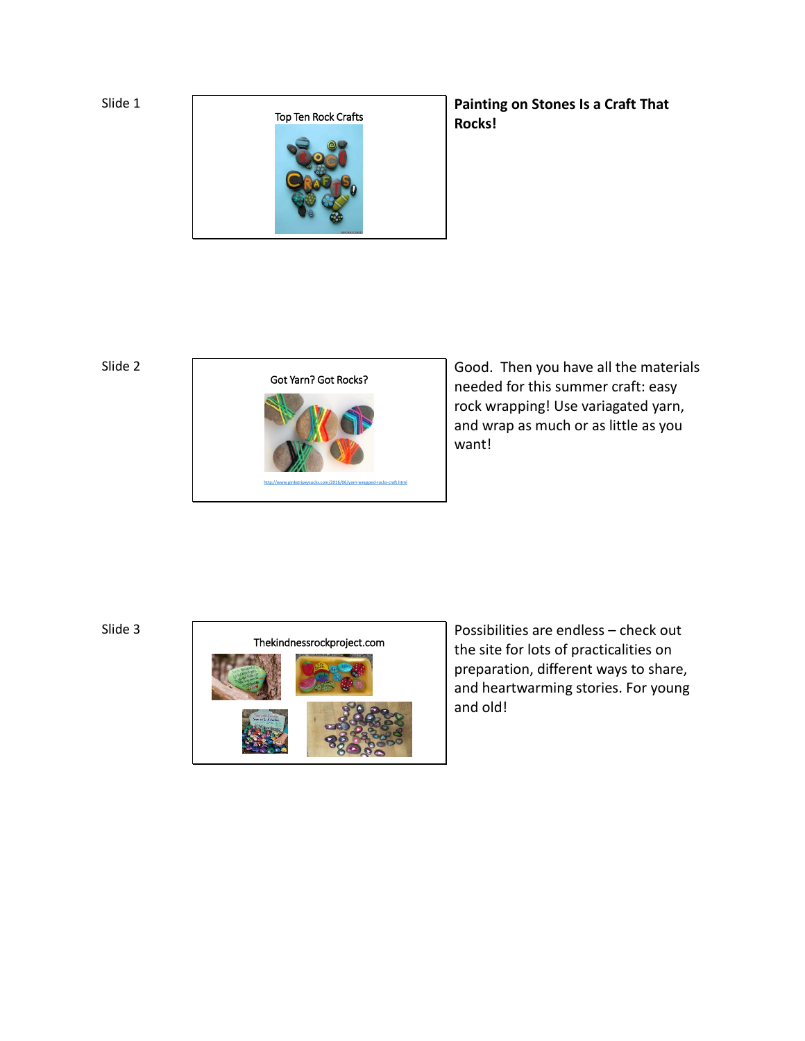Slide 1

Top Ten Rock Crafts

**Painting on Stones Is a Craft That Rocks!**

Slide 2

Got Yarn? Got Rocks?

http://www.pinkstripeysocks.com/2016/06/yarn-wrapped-rocks-craft.html

Good. Then you have all the materials needed for this summer craft: easy rock wrapping! Use variagated yarn, and wrap as much or as little as you want!

Slide 3

Thekindnessrockproject.com

Possibilities are endless – check out the site for lots of practicalities on preparation, different ways to share, and heartwarming stories. For young and old!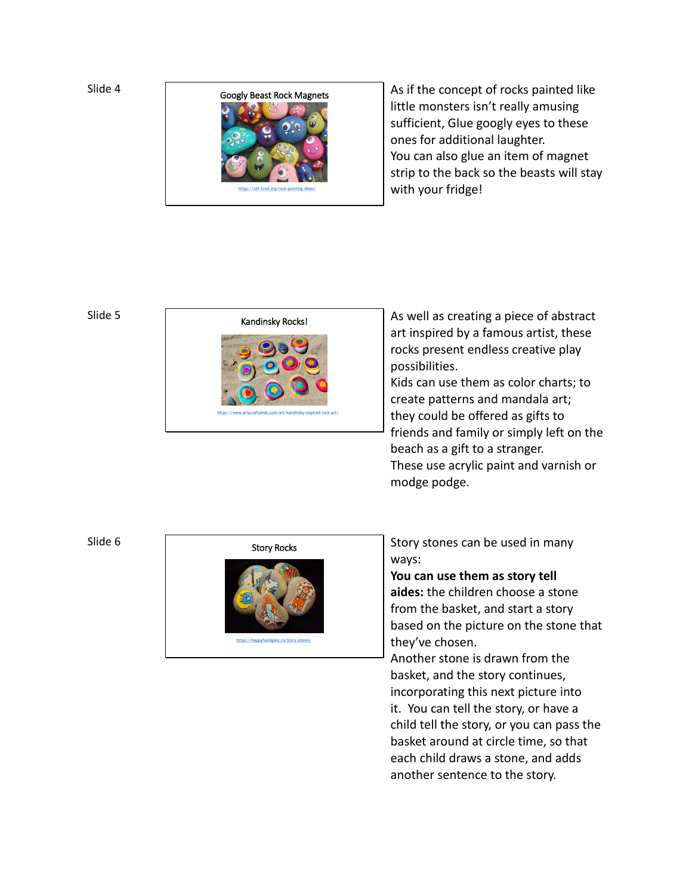Slide 4

Googly Beast Rock Magnets

https://cbf-fund.org/rock-painting-ideas/

As if the concept of rocks painted like little monsters isn't really amusing sufficient, Glue googly eyes to these ones for additional laughter.
You can also glue an item of magnet strip to the back so the beasts will stay with your fridge!

Slide 5

Kandinsky Rocks!

https://www.artycraftykids.com/art/kandinsky-inspired-rock-art/

As well as creating a piece of abstract art inspired by a famous artist, these rocks present endless creative play possibilities.
Kids can use them as color charts; to create patterns and mandala art; they could be offered as gifts to friends and family or simply left on the beach as a gift to a stranger.
These use acrylic paint and varnish or modge podge.

Slide 6

Story Rocks

https://happyhooligans.ca/story-stones/

Story stones can be used in many ways:
**You can use them as story tell aides:** the children choose a stone from the basket, and start a story based on the picture on the stone that they've chosen.
Another stone is drawn from the basket, and the story continues, incorporating this next picture into it. You can tell the story, or have a child tell the story, or you can pass the basket around at circle time, so that each child draws a stone, and adds another sentence to the story.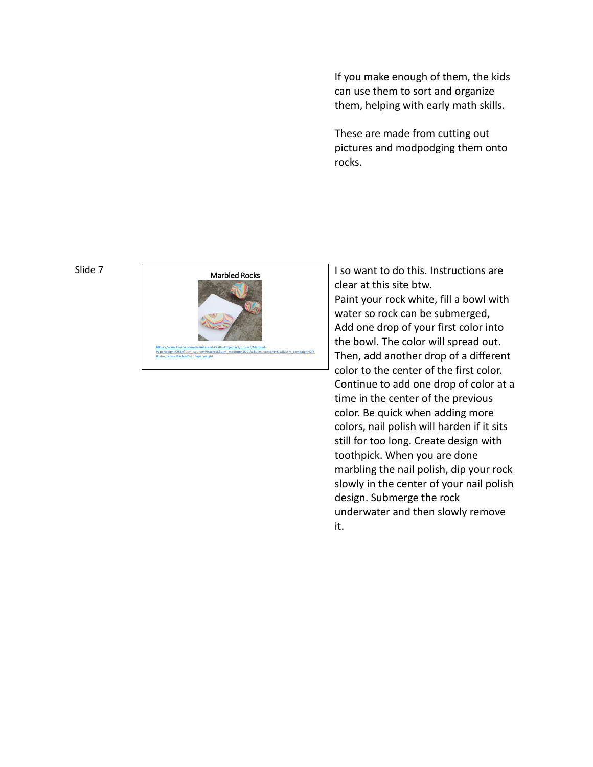If you make enough of them, the kids can use them to sort and organize them, helping with early math skills.

These are made from cutting out pictures and modpodging them onto rocks.

Slide 7

Marbled Rocks

https://www.kiwico.com/diy/Arts-and-Crafts-Projects/3/project/Marbled-Paperweight/2584?utm_source=Pinterest&utm_medium=SOCIAL&utm_content=Kiwi&utm_campaign=DIY&utm_term=Marbled%20Paperweight

I so want to do this. Instructions are clear at this site btw.
Paint your rock white, fill a bowl with water so rock can be submerged, Add one drop of your first color into the bowl. The color will spread out. Then, add another drop of a different color to the center of the first color. Continue to add one drop of color at a time in the center of the previous color. Be quick when adding more colors, nail polish will harden if it sits still for too long. Create design with toothpick. When you are done marbling the nail polish, dip your rock slowly in the center of your nail polish design. Submerge the rock underwater and then slowly remove it.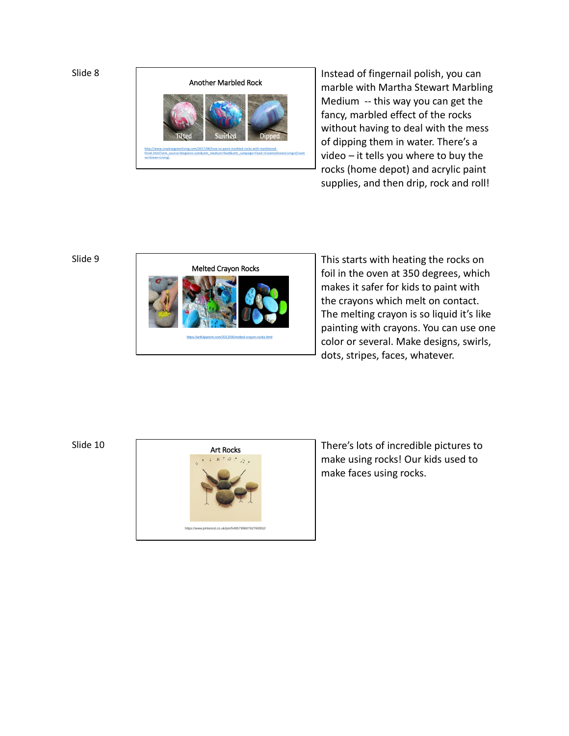Slide 8

**Another Marbled Rock**

Tilted | Swirled | Dipped

http://www.creativegreenliving.com/2017/08/how-to-paint-marbled-rocks-with-marbleized-finish.html?utm_source=bloglovin.com&utm_medium=feed&utm_campaign=Feed:+CreativeGreenLiving+(Creative+Green+Living)

Instead of fingernail polish, you can marble with Martha Stewart Marbling Medium -- this way you can get the fancy, marbled effect of the rocks without having to deal with the mess of dipping them in water. There's a video – it tells you where to buy the rocks (home depot) and acrylic paint supplies, and then drip, rock and roll!

Slide 9

**Melted Crayon Rocks**

https://artfulparent.com/2012/06/melted-crayon-rocks.html

This starts with heating the rocks on foil in the oven at 350 degrees, which makes it safer for kids to paint with the crayons which melt on contact. The melting crayon is so liquid it's like painting with crayons. You can use one color or several. Make designs, swirls, dots, stripes, faces, whatever.

Slide 10

**Art Rocks**

https://www.pinterest.co.uk/pin/549579960762760952/

There's lots of incredible pictures to make using rocks! Our kids used to make faces using rocks.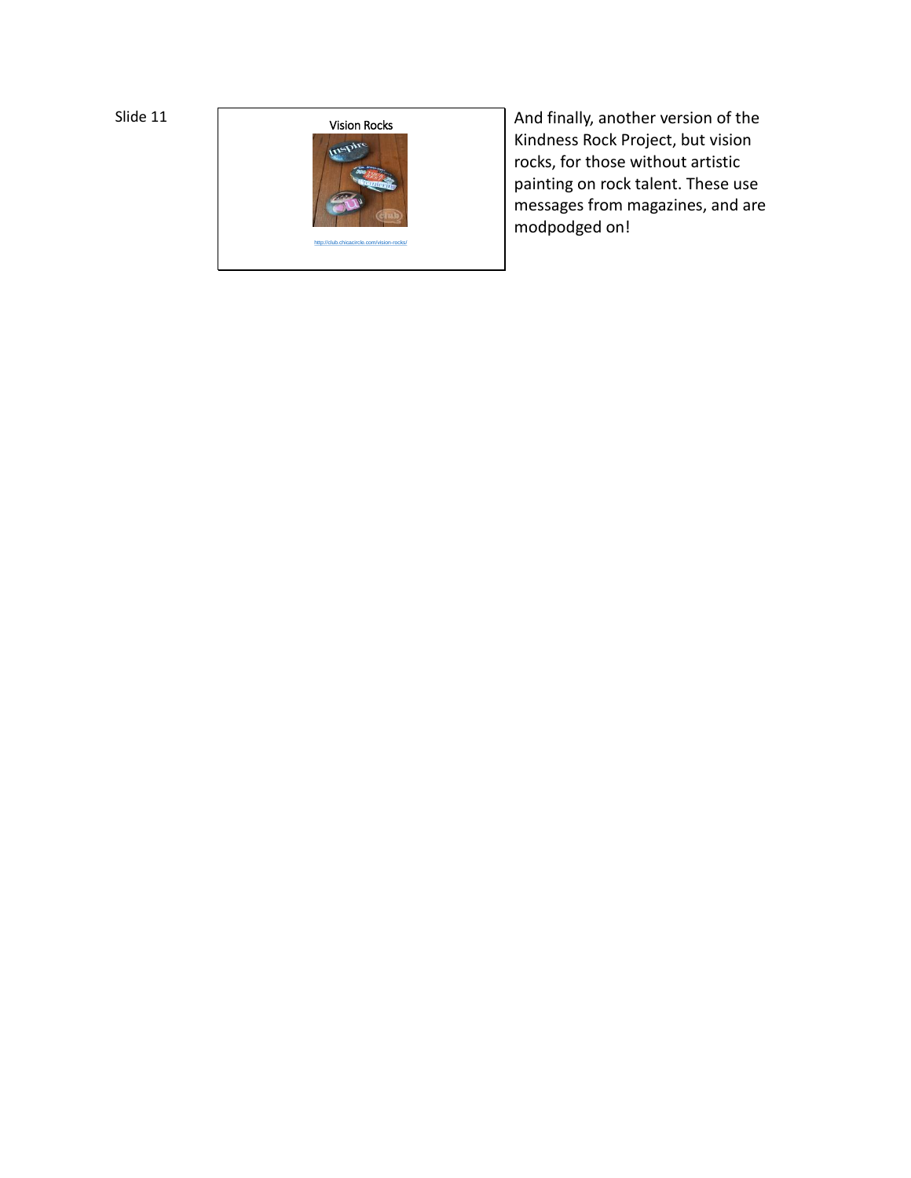Slide 11

Vision Rocks

http://club.chicacircle.com/vision-rocks/

And finally, another version of the Kindness Rock Project, but vision rocks, for those without artistic painting on rock talent. These use messages from magazines, and are modpodged on!